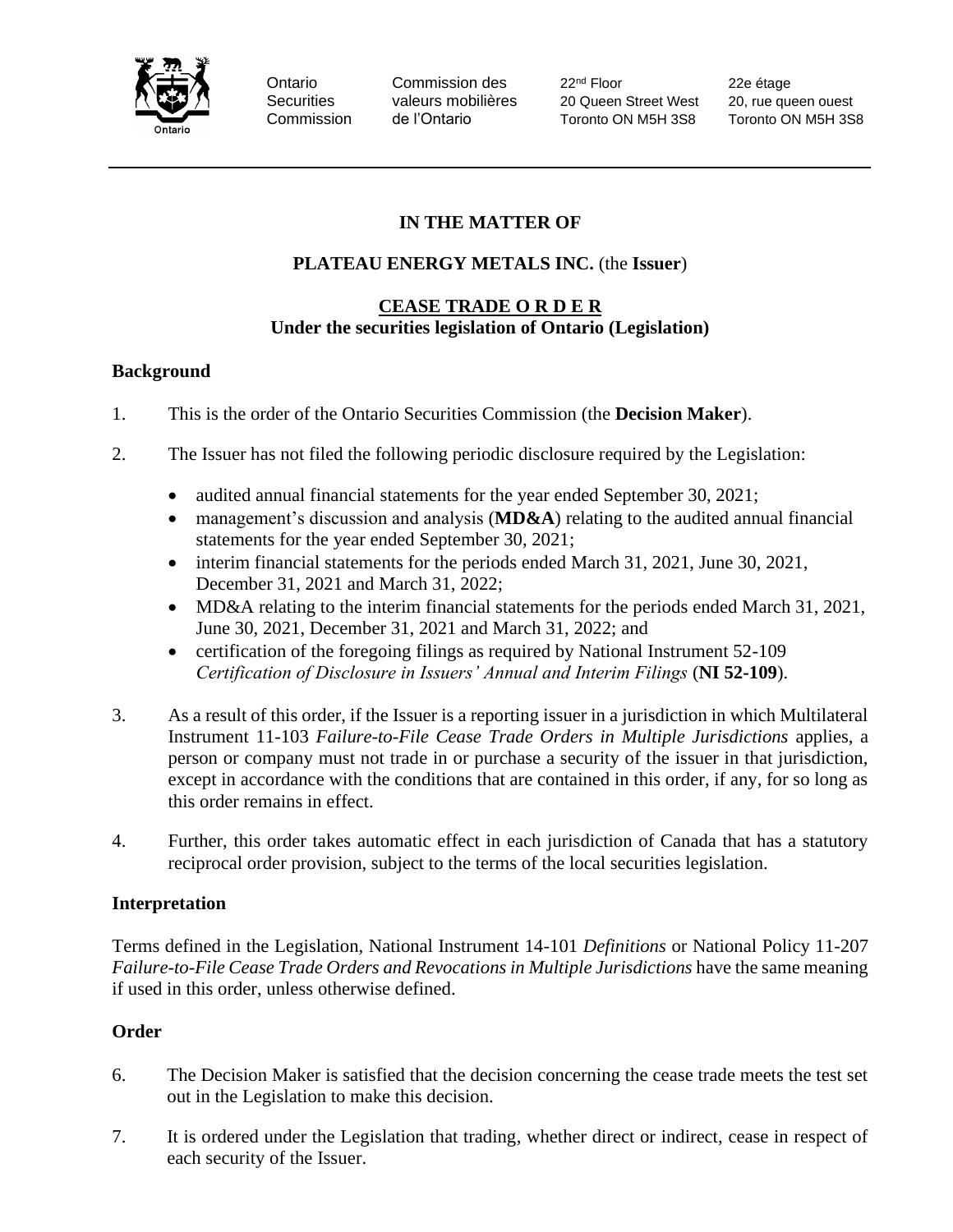Ontario Securities Commission | Commission des valeurs mobilières de l'Ontario | 22nd Floor 20 Queen Street West Toronto ON M5H 3S8 | 22e étage 20, rue queen ouest Toronto ON M5H 3S8

---

**IN THE MATTER OF**

**PLATEAU ENERGY METALS INC.** (the **Issuer**)

**CEASE TRADE O R D E R**
**Under the securities legislation of Ontario (Legislation)**

## Background

1. This is the order of the Ontario Securities Commission (the **Decision Maker**).

2. The Issuer has not filed the following periodic disclosure required by the Legislation:

   - audited annual financial statements for the year ended September 30, 2021;
   - management's discussion and analysis (**MD&A**) relating to the audited annual financial statements for the year ended September 30, 2021;
   - interim financial statements for the periods ended March 31, 2021, June 30, 2021, December 31, 2021 and March 31, 2022;
   - MD&A relating to the interim financial statements for the periods ended March 31, 2021, June 30, 2021, December 31, 2021 and March 31, 2022; and
   - certification of the foregoing filings as required by National Instrument 52-109 *Certification of Disclosure in Issuers' Annual and Interim Filings* (**NI 52-109**).

3. As a result of this order, if the Issuer is a reporting issuer in a jurisdiction in which Multilateral Instrument 11-103 *Failure-to-File Cease Trade Orders in Multiple Jurisdictions* applies, a person or company must not trade in or purchase a security of the issuer in that jurisdiction, except in accordance with the conditions that are contained in this order, if any, for so long as this order remains in effect.

4. Further, this order takes automatic effect in each jurisdiction of Canada that has a statutory reciprocal order provision, subject to the terms of the local securities legislation.

## Interpretation

Terms defined in the Legislation, National Instrument 14-101 *Definitions* or National Policy 11-207 *Failure-to-File Cease Trade Orders and Revocations in Multiple Jurisdictions* have the same meaning if used in this order, unless otherwise defined.

## Order

6. The Decision Maker is satisfied that the decision concerning the cease trade meets the test set out in the Legislation to make this decision.

7. It is ordered under the Legislation that trading, whether direct or indirect, cease in respect of each security of the Issuer.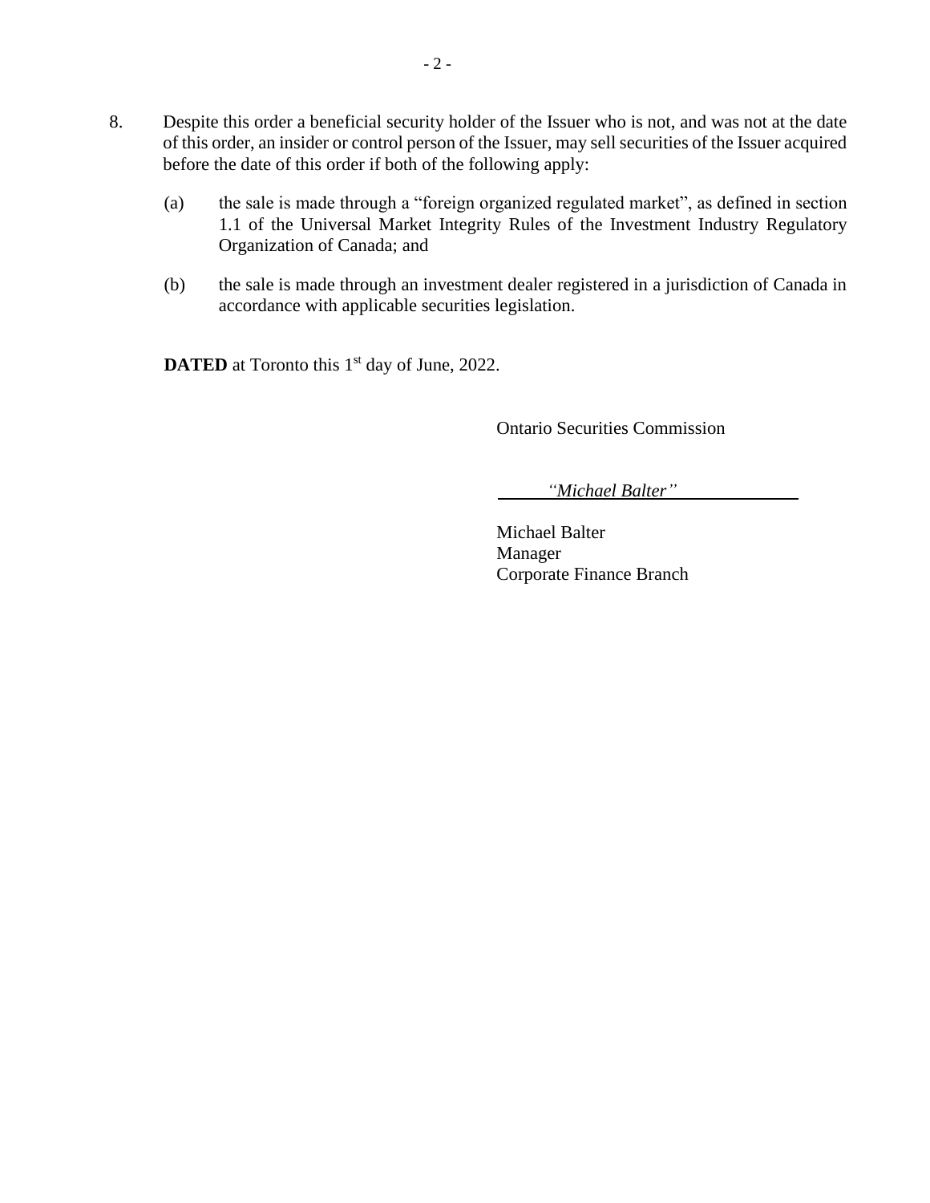8. Despite this order a beneficial security holder of the Issuer who is not, and was not at the date of this order, an insider or control person of the Issuer, may sell securities of the Issuer acquired before the date of this order if both of the following apply:

   (a) the sale is made through a “foreign organized regulated market”, as defined in section 1.1 of the Universal Market Integrity Rules of the Investment Industry Regulatory Organization of Canada; and

   (b) the sale is made through an investment dealer registered in a jurisdiction of Canada in accordance with applicable securities legislation.

**DATED** at Toronto this 1st day of June, 2022.

Ontario Securities Commission

*“Michael Balter”*

Michael Balter
Manager
Corporate Finance Branch